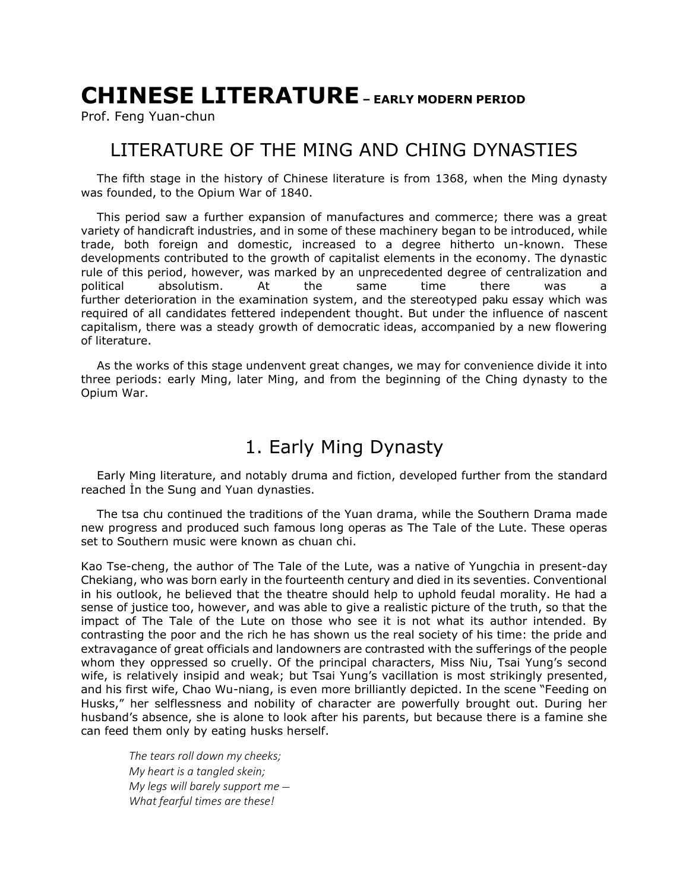# CHINESE LITERATURE – EARLY MODERN PERIOD

Prof. Feng Yuan-chun

## LITERATURE OF THE MING AND CHING DYNASTIES

The fifth stage in the history of Chinese literature is from 1368, when the Ming dynasty was founded, to the Opium War of 1840.

This period saw a further expansion of manufactures and commerce; there was a great variety of handicraft industries, and in some of these machinery began to be introduced, while trade, both foreign and domestic, increased to a degree hitherto un-known. These developments contributed to the growth of capitalist elements in the economy. The dynastic rule of this period, however, was marked by an unprecedented degree of centralization and political absolutism. At the same time there was a further deterioration in the examination system, and the stereotyped paku essay which was required of all candidates fettered independent thought. But under the influence of nascent capitalism, there was a steady growth of democratic ideas, accompanied by a new flowering of literature.

As the works of this stage undenvent great changes, we may for convenience divide it into three periods: early Ming, later Ming, and from the beginning of the Ching dynasty to the Opium War.

## 1. Early Ming Dynasty

Early Ming literature, and notably druma and fiction, developed further from the standard reached İn the Sung and Yuan dynasties.

The tsa chu continued the traditions of the Yuan drama, while the Southern Drama made new progress and produced such famous long operas as The Tale of the Lute. These operas set to Southern music were known as chuan chi.

Kao Tse-cheng, the author of The Tale of the Lute, was a native of Yungchia in present-day Chekiang, who was born early in the fourteenth century and died in its seventies. Conventional in his outlook, he believed that the theatre should help to uphold feudal morality. He had a sense of justice too, however, and was able to give a realistic picture of the truth, so that the impact of The Tale of the Lute on those who see it is not what its author intended. By contrasting the poor and the rich he has shown us the real society of his time: the pride and extravagance of great officials and landowners are contrasted with the sufferings of the people whom they oppressed so cruelly. Of the principal characters, Miss Niu, Tsai Yung's second wife, is relatively insipid and weak; but Tsai Yung's vacillation is most strikingly presented, and his first wife, Chao Wu-niang, is even more brilliantly depicted. In the scene "Feeding on Husks," her selflessness and nobility of character are powerfully brought out. During her husband's absence, she is alone to look after his parents, but because there is a famine she can feed them only by eating husks herself.

> *The tears roll down my cheeks;*
> *My heart is a tangled skein;*
> *My legs will barely support me —*
> *What fearful times are these!*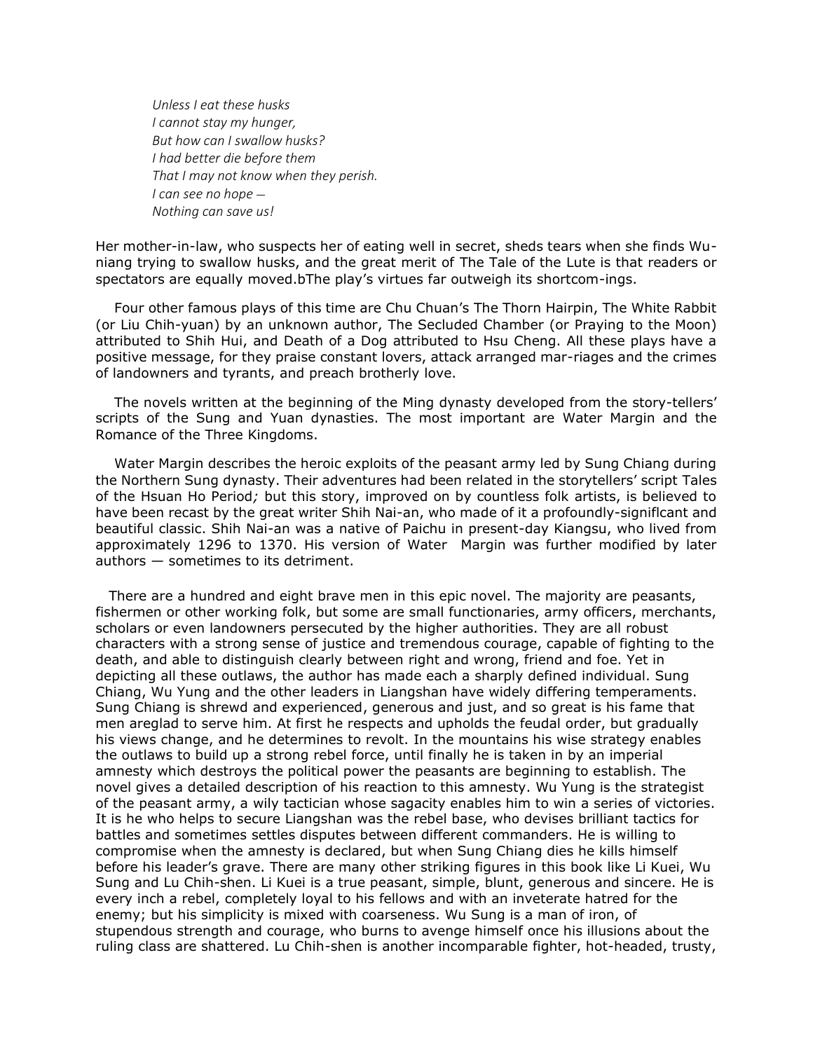*Unless I eat these husks*
*I cannot stay my hunger,*
*But how can I swallow husks?*
*I had better die before them*
*That I may not know when they perish.*
*I can see no hope —*
*Nothing can save us!*

Her mother-in-law, who suspects her of eating well in secret, sheds tears when she finds Wu-niang trying to swallow husks, and the great merit of The Tale of the Lute is that readers or spectators are equally moved.bThe play's virtues far outweigh its shortcom-ings.

Four other famous plays of this time are Chu Chuan's The Thorn Hairpin, The White Rabbit (or Liu Chih-yuan) by an unknown author, The Secluded Chamber (or Praying to the Moon) attributed to Shih Hui, and Death of a Dog attributed to Hsu Cheng. All these plays have a positive message, for they praise constant lovers, attack arranged mar-riages and the crimes of landowners and tyrants, and preach brotherly love.

The novels written at the beginning of the Ming dynasty developed from the story-tellers' scripts of the Sung and Yuan dynasties. The most important are Water Margin and the Romance of the Three Kingdoms.

Water Margin describes the heroic exploits of the peasant army led by Sung Chiang during the Northern Sung dynasty. Their adventures had been related in the storytellers' script Tales of the Hsuan Ho Period*;* but this story, improved on by countless folk artists, is believed to have been recast by the great writer Shih Nai-an, who made of it a profoundly-signiflcant and beautiful classic. Shih Nai-an was a native of Paichu in present-day Kiangsu, who lived from approximately 1296 to 1370. His version of Water Margin was further modified by later authors — sometimes to its detriment.

There are a hundred and eight brave men in this epic novel. The majority are peasants, fishermen or other working folk, but some are small functionaries, army officers, merchants, scholars or even landowners persecuted by the higher authorities. They are all robust characters with a strong sense of justice and tremendous courage, capable of fighting to the death, and able to distinguish clearly between right and wrong, friend and foe. Yet in depicting all these outlaws, the author has made each a sharply defined individual. Sung Chiang, Wu Yung and the other leaders in Liangshan have widely differing temperaments. Sung Chiang is shrewd and experienced, generous and just, and so great is his fame that men areglad to serve him. At first he respects and upholds the feudal order, but gradually his views change, and he determines to revolt. In the mountains his wise strategy enables the outlaws to build up a strong rebel force, until finally he is taken in by an imperial amnesty which destroys the political power the peasants are beginning to establish. The novel gives a detailed description of his reaction to this amnesty. Wu Yung is the strategist of the peasant army, a wily tactician whose sagacity enables him to win a series of victories. It is he who helps to secure Liangshan was the rebel base, who devises brilliant tactics for battles and sometimes settles disputes between different commanders. He is willing to compromise when the amnesty is declared, but when Sung Chiang dies he kills himself before his leader's grave. There are many other striking figures in this book like Li Kuei, Wu Sung and Lu Chih-shen. Li Kuei is a true peasant, simple, blunt, generous and sincere. He is every inch a rebel, completely loyal to his fellows and with an inveterate hatred for the enemy; but his simplicity is mixed with coarseness. Wu Sung is a man of iron, of stupendous strength and courage, who burns to avenge himself once his illusions about the ruling class are shattered. Lu Chih-shen is another incomparable fighter, hot-headed, trusty,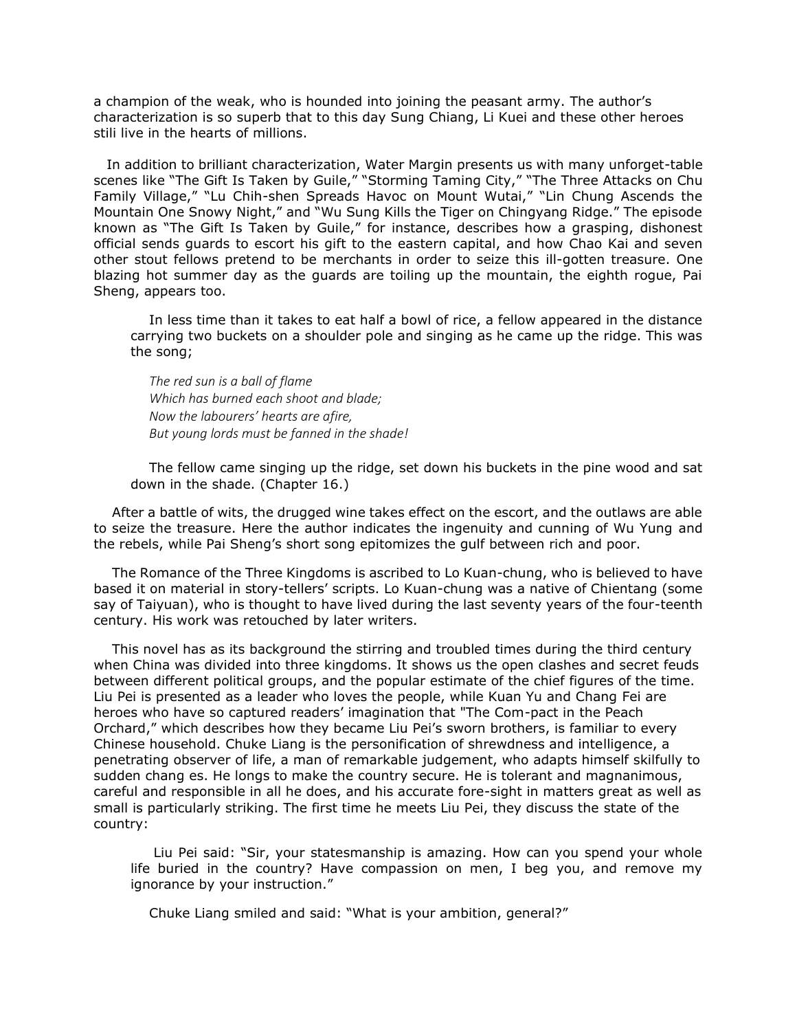a champion of the weak, who is hounded into joining the peasant army. The author's characterization is so superb that to this day Sung Chiang, Li Kuei and these other heroes stili live in the hearts of millions.

In addition to brilliant characterization, Water Margin presents us with many unforget-table scenes like "The Gift Is Taken by Guile," "Storming Taming City," "The Three Attacks on Chu Family Village," "Lu Chih-shen Spreads Havoc on Mount Wutai," "Lin Chung Ascends the Mountain One Snowy Night," and "Wu Sung Kills the Tiger on Chingyang Ridge." The episode known as "The Gift Is Taken by Guile," for instance, describes how a grasping, dishonest official sends guards to escort his gift to the eastern capital, and how Chao Kai and seven other stout fellows pretend to be merchants in order to seize this ill-gotten treasure. One blazing hot summer day as the guards are toiling up the mountain, the eighth rogue, Pai Sheng, appears too.

> In less time than it takes to eat half a bowl of rice, a fellow appeared in the distance carrying two buckets on a shoulder pole and singing as he came up the ridge. This was the song;
>
> *The red sun is a ball of flame*
> *Which has burned each shoot and blade;*
> *Now the labourers' hearts are afire,*
> *But young lords must be fanned in the shade!*
>
> The fellow came singing up the ridge, set down his buckets in the pine wood and sat down in the shade. (Chapter 16.)

After a battle of wits, the drugged wine takes effect on the escort, and the outlaws are able to seize the treasure. Here the author indicates the ingenuity and cunning of Wu Yung and the rebels, while Pai Sheng's short song epitomizes the gulf between rich and poor.

The Romance of the Three Kingdoms is ascribed to Lo Kuan-chung, who is believed to have based it on material in story-tellers' scripts. Lo Kuan-chung was a native of Chientang (some say of Taiyuan), who is thought to have lived during the last seventy years of the four-teenth century. His work was retouched by later writers.

This novel has as its background the stirring and troubled times during the third century when China was divided into three kingdoms. It shows us the open clashes and secret feuds between different political groups, and the popular estimate of the chief figures of the time. Liu Pei is presented as a leader who loves the people, while Kuan Yu and Chang Fei are heroes who have so captured readers' imagination that "The Com-pact in the Peach Orchard," which describes how they became Liu Pei's sworn brothers, is familiar to every Chinese household. Chuke Liang is the personification of shrewdness and intelligence, a penetrating observer of life, a man of remarkable judgement, who adapts himself skilfully to sudden chang es. He longs to make the country secure. He is tolerant and magnanimous, careful and responsible in all he does, and his accurate fore-sight in matters great as well as small is particularly striking. The first time he meets Liu Pei, they discuss the state of the country:

> Liu Pei said: "Sir, your statesmanship is amazing. How can you spend your whole life buried in the country? Have compassion on men, I beg you, and remove my ignorance by your instruction."
>
> Chuke Liang smiled and said: "What is your ambition, general?"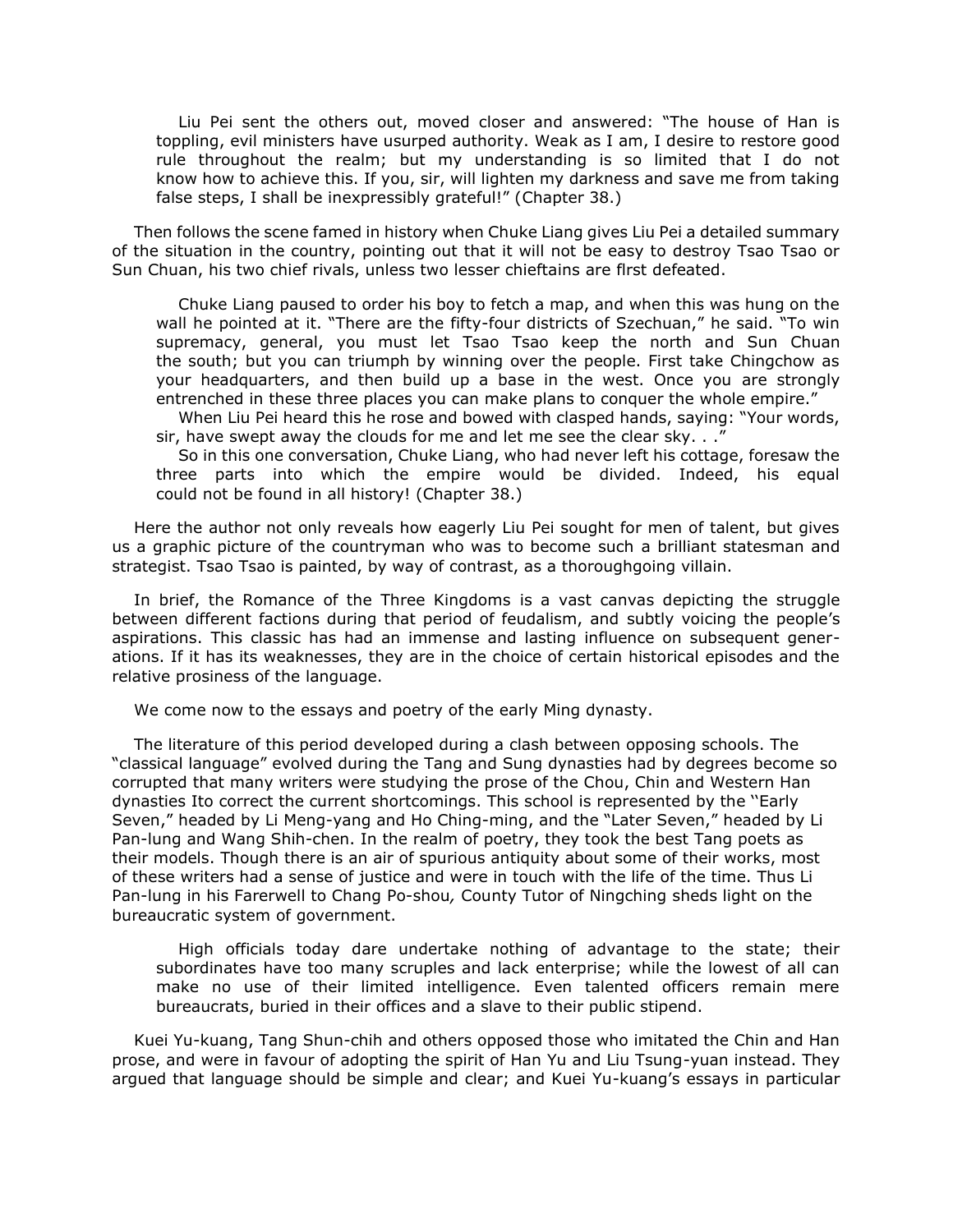> Liu Pei sent the others out, moved closer and answered: "The house of Han is toppling, evil ministers have usurped authority. Weak as I am, I desire to restore good rule throughout the realm; but my understanding is so limited that I do not know how to achieve this. If you, sir, will lighten my darkness and save me from taking false steps, I shall be inexpressibly grateful!" (Chapter 38.)

Then follows the scene famed in history when Chuke Liang gives Liu Pei a detailed summary of the situation in the country, pointing out that it will not be easy to destroy Tsao Tsao or Sun Chuan, his two chief rivals, unless two lesser chieftains are flrst defeated.

> Chuke Liang paused to order his boy to fetch a map, and when this was hung on the wall he pointed at it. "There are the fifty-four districts of Szechuan," he said. "To win supremacy, general, you must let Tsao Tsao keep the north and Sun Chuan the south; but you can triumph by winning over the people. First take Chingchow as your headquarters, and then build up a base in the west. Once you are strongly entrenched in these three places you can make plans to conquer the whole empire."
>
> When Liu Pei heard this he rose and bowed with clasped hands, saying: "Your words, sir, have swept away the clouds for me and let me see the clear sky. . ."
>
> So in this one conversation, Chuke Liang, who had never left his cottage, foresaw the three parts into which the empire would be divided. Indeed, his equal could not be found in all history! (Chapter 38.)

Here the author not only reveals how eagerly Liu Pei sought for men of talent, but gives us a graphic picture of the countryman who was to become such a brilliant statesman and strategist. Tsao Tsao is painted, by way of contrast, as a thoroughgoing villain.

In brief, the Romance of the Three Kingdoms is a vast canvas depicting the struggle between different factions during that period of feudalism, and subtly voicing the people's aspirations. This classic has had an immense and lasting influence on subsequent generations. If it has its weaknesses, they are in the choice of certain historical episodes and the relative prosiness of the language.

We come now to the essays and poetry of the early Ming dynasty.

The literature of this period developed during a clash between opposing schools. The "classical language" evolved during the Tang and Sung dynasties had by degrees become so corrupted that many writers were studying the prose of the Chou, Chin and Western Han dynasties Ito correct the current shortcomings. This school is represented by the "Early Seven," headed by Li Meng-yang and Ho Ching-ming, and the "Later Seven," headed by Li Pan-lung and Wang Shih-chen. In the realm of poetry, they took the best Tang poets as their models. Though there is an air of spurious antiquity about some of their works, most of these writers had a sense of justice and were in touch with the life of the time. Thus Li Pan-lung in his Farerwell to Chang Po-shou*,* County Tutor of Ningching sheds light on the bureaucratic system of government.

> High officials today dare undertake nothing of advantage to the state; their subordinates have too many scruples and lack enterprise; while the lowest of all can make no use of their limited intelligence. Even talented officers remain mere bureaucrats, buried in their offices and a slave to their public stipend.

Kuei Yu-kuang, Tang Shun-chih and others opposed those who imitated the Chin and Han prose, and were in favour of adopting the spirit of Han Yu and Liu Tsung-yuan instead. They argued that language should be simple and clear; and Kuei Yu-kuang's essays in particular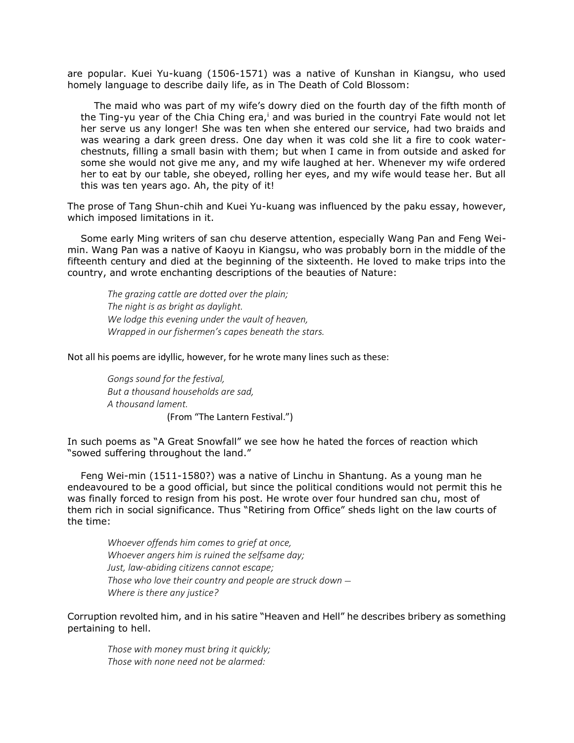are popular. Kuei Yu-kuang (1506-1571) was a native of Kunshan in Kiangsu, who used homely language to describe daily life, as in The Death of Cold Blossom:

> The maid who was part of my wife's dowry died on the fourth day of the fifth month of the Ting-yu year of the Chia Ching era,[i] and was buried in the countryi Fate would not let her serve us any longer! She was ten when she entered our service, had two braids and was wearing a dark green dress. One day when it was cold she lit a fire to cook water-chestnuts, filling a small basin with them; but when I came in from outside and asked for some she would not give me any, and my wife laughed at her. Whenever my wife ordered her to eat by our table, she obeyed, rolling her eyes, and my wife would tease her. But all this was ten years ago. Ah, the pity of it!

The prose of Tang Shun-chih and Kuei Yu-kuang was influenced by the paku essay, however, which imposed limitations in it.

Some early Ming writers of san chu deserve attention, especially Wang Pan and Feng Wei-min. Wang Pan was a native of Kaoyu in Kiangsu, who was probably born in the middle of the fifteenth century and died at the beginning of the sixteenth. He loved to make trips into the country, and wrote enchanting descriptions of the beauties of Nature:

> *The grazing cattle are dotted over the plain;*
> *The night is as bright as daylight.*
> *We lodge this evening under the vault of heaven,*
> *Wrapped in our fishermen's capes beneath the stars.*

Not all his poems are idyllic, however, for he wrote many lines such as these:

> *Gongs sound for the festival,*
> *But a thousand households are sad,*
> *A thousand lament.*
> (From "The Lantern Festival.")

In such poems as "A Great Snowfall" we see how he hated the forces of reaction which "sowed suffering throughout the land."

Feng Wei-min (1511-1580?) was a native of Linchu in Shantung. As a young man he endeavoured to be a good official, but since the political conditions would not permit this he was finally forced to resign from his post. He wrote over four hundred san chu, most of them rich in social significance. Thus "Retiring from Office" sheds light on the law courts of the time:

> *Whoever offends him comes to grief at once,*
> *Whoever angers him is ruined the selfsame day;*
> *Just, law-abiding citizens cannot escape;*
> *Those who love their country and people are struck down –*
> *Where is there any justice?*

Corruption revolted him, and in his satire "Heaven and Hell" he describes bribery as something pertaining to hell.

> *Those with money must bring it quickly;*
> *Those with none need not be alarmed:*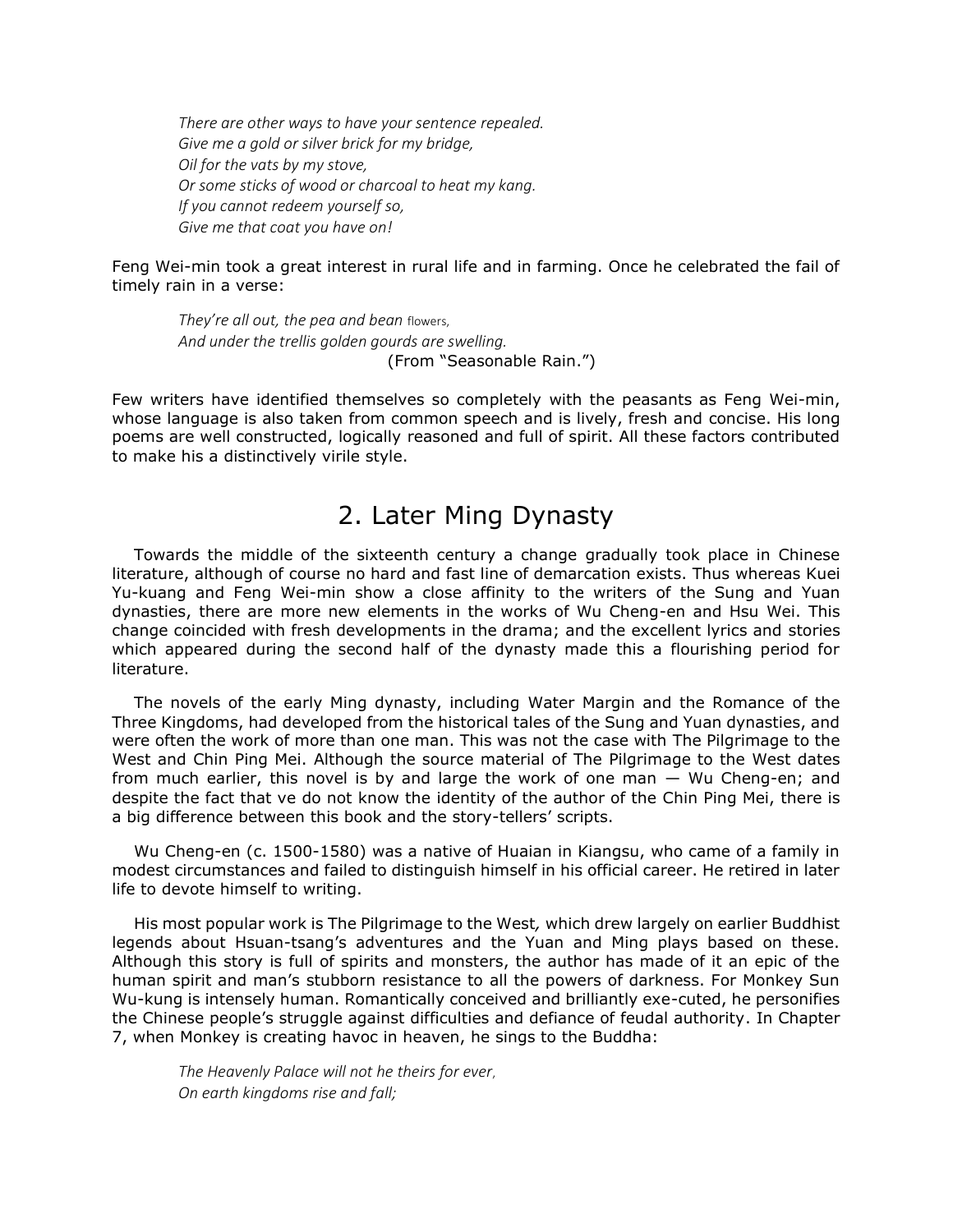*There are other ways to have your sentence repealed.*
*Give me a gold or silver brick for my bridge,*
*Oil for the vats by my stove,*
*Or some sticks of wood or charcoal to heat my kang.*
*If you cannot redeem yourself so,*
*Give me that coat you have on!*

Feng Wei-min took a great interest in rural life and in farming. Once he celebrated the fail of timely rain in a verse:

*They're all out, the pea and bean flowers,*
*And under the trellis golden gourds are swelling.*
(From "Seasonable Rain.")

Few writers have identified themselves so completely with the peasants as Feng Wei-min, whose language is also taken from common speech and is lively, fresh and concise. His long poems are well constructed, logically reasoned and full of spirit. All these factors contributed to make his a distinctively virile style.

## 2. Later Ming Dynasty

Towards the middle of the sixteenth century a change gradually took place in Chinese literature, although of course no hard and fast line of demarcation exists. Thus whereas Kuei Yu-kuang and Feng Wei-min show a close affinity to the writers of the Sung and Yuan dynasties, there are more new elements in the works of Wu Cheng-en and Hsu Wei. This change coincided with fresh developments in the drama; and the excellent lyrics and stories which appeared during the second half of the dynasty made this a flourishing period for literature.

The novels of the early Ming dynasty, including Water Margin and the Romance of the Three Kingdoms, had developed from the historical tales of the Sung and Yuan dynasties, and were often the work of more than one man. This was not the case with The Pilgrimage to the West and Chin Ping Mei. Although the source material of The Pilgrimage to the West dates from much earlier, this novel is by and large the work of one man — Wu Cheng-en; and despite the fact that ve do not know the identity of the author of the Chin Ping Mei, there is a big difference between this book and the story-tellers' scripts.

Wu Cheng-en (c. 1500-1580) was a native of Huaian in Kiangsu, who came of a family in modest circumstances and failed to distinguish himself in his official career. He retired in later life to devote himself to writing.

His most popular work is The Pilgrimage to the West, which drew largely on earlier Buddhist legends about Hsuan-tsang's adventures and the Yuan and Ming plays based on these. Although this story is full of spirits and monsters, the author has made of it an epic of the human spirit and man's stubborn resistance to all the powers of darkness. For Monkey Sun Wu-kung is intensely human. Romantically conceived and brilliantly exe-cuted, he personifies the Chinese people's struggle against difficulties and defiance of feudal authority. In Chapter 7, when Monkey is creating havoc in heaven, he sings to the Buddha:

*The Heavenly Palace will not he theirs for ever,*
*On earth kingdoms rise and fall;*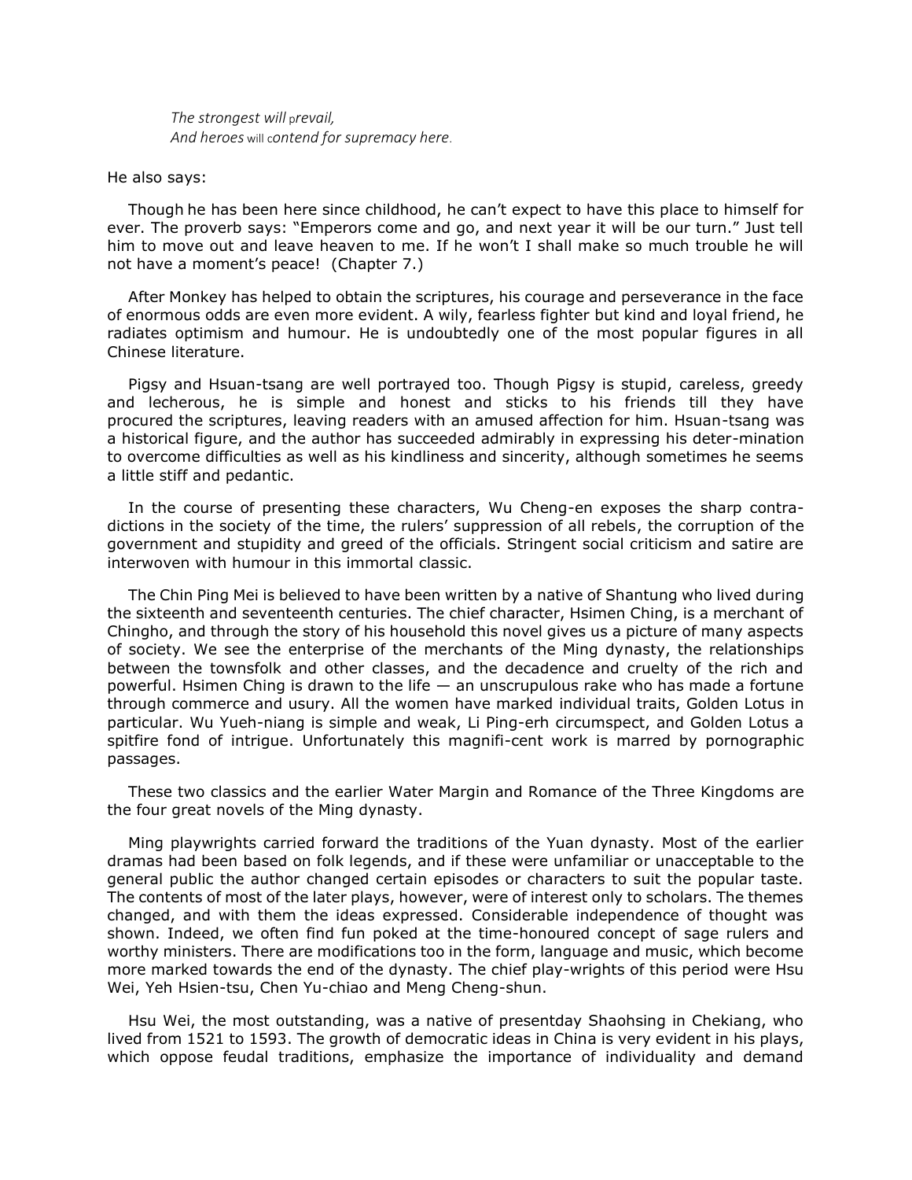*The strongest will prevail,*
*And heroes will contend for supremacy here.*

He also says:

Though he has been here since childhood, he can't expect to have this place to himself for ever. The proverb says: "Emperors come and go, and next year it will be our turn." Just tell him to move out and leave heaven to me. If he won't I shall make so much trouble he will not have a moment's peace! (Chapter 7.)

After Monkey has helped to obtain the scriptures, his courage and perseverance in the face of enormous odds are even more evident. A wily, fearless fighter but kind and loyal friend, he radiates optimism and humour. He is undoubtedly one of the most popular figures in all Chinese literature.

Pigsy and Hsuan-tsang are well portrayed too. Though Pigsy is stupid, careless, greedy and lecherous, he is simple and honest and sticks to his friends till they have procured the scriptures, leaving readers with an amused affection for him. Hsuan-tsang was a historical figure, and the author has succeeded admirably in expressing his deter-mination to overcome difficulties as well as his kindliness and sincerity, although sometimes he seems a little stiff and pedantic.

In the course of presenting these characters, Wu Cheng-en exposes the sharp contra-dictions in the society of the time, the rulers' suppression of all rebels, the corruption of the government and stupidity and greed of the officials. Stringent social criticism and satire are interwoven with humour in this immortal classic.

The Chin Ping Mei is believed to have been written by a native of Shantung who lived during the sixteenth and seventeenth centuries. The chief character, Hsimen Ching, is a merchant of Chingho, and through the story of his household this novel gives us a picture of many aspects of society. We see the enterprise of the merchants of the Ming dynasty, the relationships between the townsfolk and other classes, and the decadence and cruelty of the rich and powerful. Hsimen Ching is drawn to the life — an unscrupulous rake who has made a fortune through commerce and usury. All the women have marked individual traits, Golden Lotus in particular. Wu Yueh-niang is simple and weak, Li Ping-erh circumspect, and Golden Lotus a spitfire fond of intrigue. Unfortunately this magnifi-cent work is marred by pornographic passages.

These two classics and the earlier Water Margin and Romance of the Three Kingdoms are the four great novels of the Ming dynasty.

Ming playwrights carried forward the traditions of the Yuan dynasty. Most of the earlier dramas had been based on folk legends, and if these were unfamiliar or unacceptable to the general public the author changed certain episodes or characters to suit the popular taste. The contents of most of the later plays, however, were of interest only to scholars. The themes changed, and with them the ideas expressed. Considerable independence of thought was shown. Indeed, we often find fun poked at the time-honoured concept of sage rulers and worthy ministers. There are modifications too in the form, language and music, which become more marked towards the end of the dynasty. The chief play-wrights of this period were Hsu Wei, Yeh Hsien-tsu, Chen Yu-chiao and Meng Cheng-shun.

Hsu Wei, the most outstanding, was a native of presentday Shaohsing in Chekiang, who lived from 1521 to 1593. The growth of democratic ideas in China is very evident in his plays, which oppose feudal traditions, emphasize the importance of individuality and demand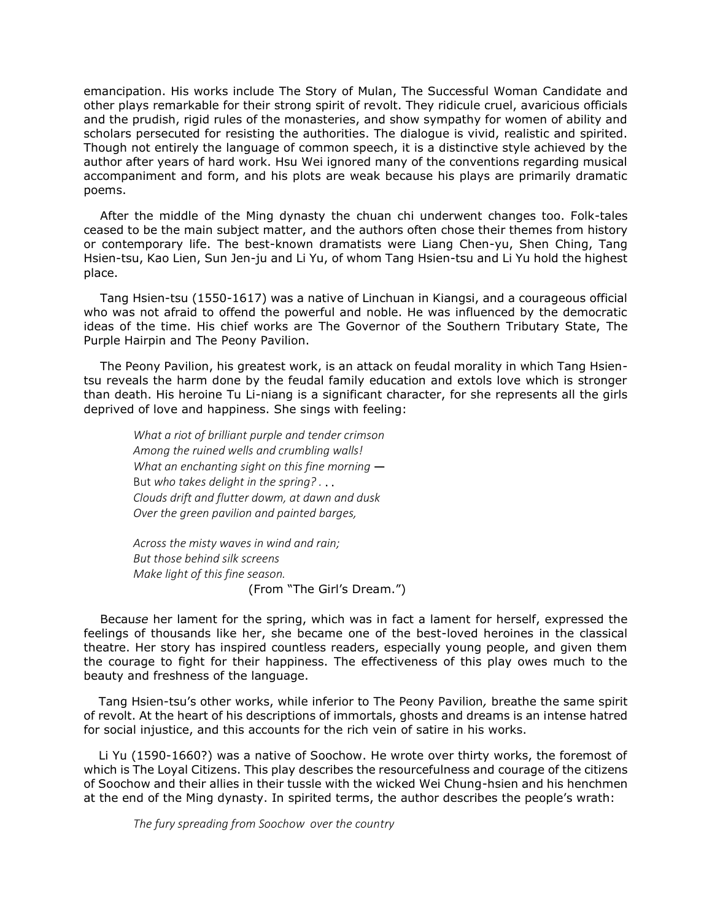emancipation. His works include The Story of Mulan, The Successful Woman Candidate and other plays remarkable for their strong spirit of revolt. They ridicule cruel, avaricious officials and the prudish, rigid rules of the monasteries, and show sympathy for women of ability and scholars persecuted for resisting the authorities. The dialogue is vivid, realistic and spirited. Though not entirely the language of common speech, it is a distinctive style achieved by the author after years of hard work. Hsu Wei ignored many of the conventions regarding musical accompaniment and form, and his plots are weak because his plays are primarily dramatic poems.

After the middle of the Ming dynasty the chuan chi underwent changes too. Folk-tales ceased to be the main subject matter, and the authors often chose their themes from history or contemporary life. The best-known dramatists were Liang Chen-yu, Shen Ching, Tang Hsien-tsu, Kao Lien, Sun Jen-ju and Li Yu, of whom Tang Hsien-tsu and Li Yu hold the highest place.

Tang Hsien-tsu (1550-1617) was a native of Linchuan in Kiangsi, and a courageous official who was not afraid to offend the powerful and noble. He was influenced by the democratic ideas of the time. His chief works are The Governor of the Southern Tributary State, The Purple Hairpin and The Peony Pavilion.

The Peony Pavilion, his greatest work, is an attack on feudal morality in which Tang Hsien-tsu reveals the harm done by the feudal family education and extols love which is stronger than death. His heroine Tu Li-niang is a significant character, for she represents all the girls deprived of love and happiness. She sings with feeling:

> *What a riot of brilliant purple and tender crimson*
> *Among the ruined wells and crumbling walls!*
> *What an enchanting sight on this fine morning* —
> But *who takes delight in the spring?* . . .
> *Clouds drift and flutter dowm, at dawn and dusk*
> *Over the green pavilion and painted barges,*
>
> *Across the misty waves in wind and rain;*
> *But those behind silk screens*
> *Make light of this fine season.*
>
> (From "The Girl's Dream.")

Because her lament for the spring, which was in fact a lament for herself, expressed the feelings of thousands like her, she became one of the best-loved heroines in the classical theatre. Her story has inspired countless readers, especially young people, and given them the courage to fight for their happiness. The effectiveness of this play owes much to the beauty and freshness of the language.

Tang Hsien-tsu's other works, while inferior to The Peony Pavilion, breathe the same spirit of revolt. At the heart of his descriptions of immortals, ghosts and dreams is an intense hatred for social injustice, and this accounts for the rich vein of satire in his works.

Li Yu (1590-1660?) was a native of Soochow. He wrote over thirty works, the foremost of which is The Loyal Citizens. This play describes the resourcefulness and courage of the citizens of Soochow and their allies in their tussle with the wicked Wei Chung-hsien and his henchmen at the end of the Ming dynasty. In spirited terms, the author describes the people's wrath:

> *The fury spreading from Soochow over the country*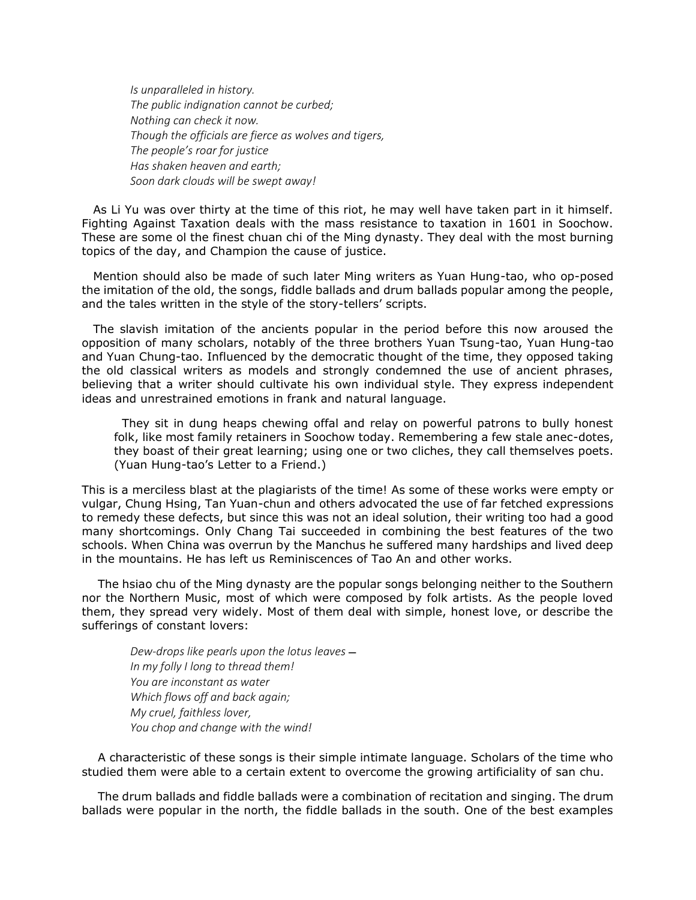*Is unparalleled in history.*
*The public indignation cannot be curbed;*
*Nothing can check it now.*
*Though the officials are fierce as wolves and tigers,*
*The people's roar for justice*
*Has shaken heaven and earth;*
*Soon dark clouds will be swept away!*

As Li Yu was over thirty at the time of this riot, he may well have taken part in it himself. Fighting Against Taxation deals with the mass resistance to taxation in 1601 in Soochow. These are some ol the finest chuan chi of the Ming dynasty. They deal with the most burning topics of the day, and Champion the cause of justice.

Mention should also be made of such later Ming writers as Yuan Hung-tao, who op-posed the imitation of the old, the songs, fiddle ballads and drum ballads popular among the people, and the tales written in the style of the story-tellers' scripts.

The slavish imitation of the ancients popular in the period before this now aroused the opposition of many scholars, notably of the three brothers Yuan Tsung-tao, Yuan Hung-tao and Yuan Chung-tao. Influenced by the democratic thought of the time, they opposed taking the old classical writers as models and strongly condemned the use of ancient phrases, believing that a writer should cultivate his own individual style. They express independent ideas and unrestrained emotions in frank and natural language.

> They sit in dung heaps chewing offal and relay on powerful patrons to bully honest folk, like most family retainers in Soochow today. Remembering a few stale anec-dotes, they boast of their great learning; using one or two cliches, they call themselves poets. (Yuan Hung-tao's Letter to a Friend.)

This is a merciless blast at the plagiarists of the time! As some of these works were empty or vulgar, Chung Hsing, Tan Yuan-chun and others advocated the use of far fetched expressions to remedy these defects, but since this was not an ideal solution, their writing too had a good many shortcomings. Only Chang Tai succeeded in combining the best features of the two schools. When China was overrun by the Manchus he suffered many hardships and lived deep in the mountains. He has left us Reminiscences of Tao An and other works.

The hsiao chu of the Ming dynasty are the popular songs belonging neither to the Southern nor the Northern Music, most of which were composed by folk artists. As the people loved them, they spread very widely. Most of them deal with simple, honest love, or describe the sufferings of constant lovers:

*Dew-drops like pearls upon the lotus leaves —*
*In my folly I long to thread them!*
*You are inconstant as water*
*Which flows off and back again;*
*My cruel, faithless lover,*
*You chop and change with the wind!*

A characteristic of these songs is their simple intimate language. Scholars of the time who studied them were able to a certain extent to overcome the growing artificiality of san chu.

The drum ballads and fiddle ballads were a combination of recitation and singing. The drum ballads were popular in the north, the fiddle ballads in the south. One of the best examples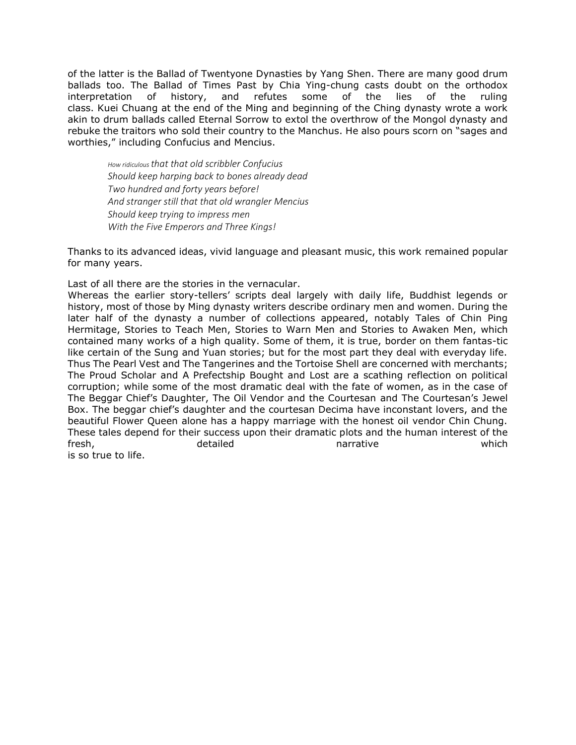of the latter is the Ballad of Twentyone Dynasties by Yang Shen. There are many good drum ballads too. The Ballad of Times Past by Chia Ying-chung casts doubt on the orthodox interpretation of history, and refutes some of the lies of the ruling class. Kuei Chuang at the end of the Ming and beginning of the Ching dynasty wrote a work akin to drum ballads called Eternal Sorrow to extol the overthrow of the Mongol dynasty and rebuke the traitors who sold their country to the Manchus. He also pours scorn on "sages and worthies," including Confucius and Mencius.

> *How ridiculous that that old scribbler Confucius*
> *Should keep harping back to bones already dead*
> *Two hundred and forty years before!*
> *And stranger still that that old wrangler Mencius*
> *Should keep trying to impress men*
> *With the Five Emperors and Three Kings!*

Thanks to its advanced ideas, vivid language and pleasant music, this work remained popular for many years.

Last of all there are the stories in the vernacular.
Whereas the earlier story-tellers' scripts deal largely with daily life, Buddhist legends or history, most of those by Ming dynasty writers describe ordinary men and women. During the later half of the dynasty a number of collections appeared, notably Tales of Chin Ping Hermitage, Stories to Teach Men, Stories to Warn Men and Stories to Awaken Men, which contained many works of a high quality. Some of them, it is true, border on them fantas-tic like certain of the Sung and Yuan stories; but for the most part they deal with everyday life. Thus The Pearl Vest and The Tangerines and the Tortoise Shell are concerned with merchants; The Proud Scholar and A Prefectship Bought and Lost are a scathing reflection on political corruption; while some of the most dramatic deal with the fate of women, as in the case of The Beggar Chief's Daughter, The Oil Vendor and the Courtesan and The Courtesan's Jewel Box. The beggar chief's daughter and the courtesan Decima have inconstant lovers, and the beautiful Flower Queen alone has a happy marriage with the honest oil vendor Chin Chung. These tales depend for their success upon their dramatic plots and the human interest of the fresh, detailed narrative which is so true to life.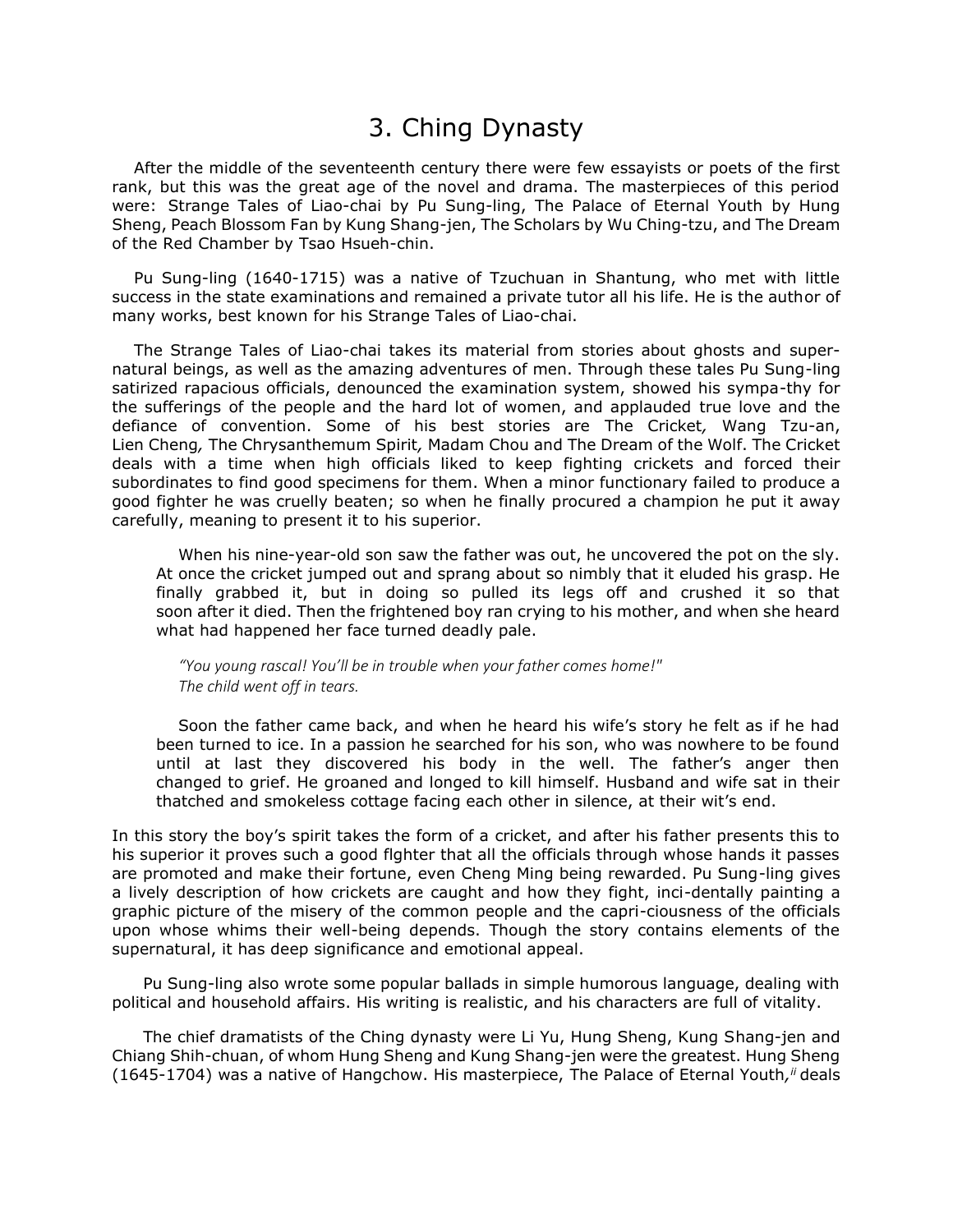# 3. Ching Dynasty

After the middle of the seventeenth century there were few essayists or poets of the first rank, but this was the great age of the novel and drama. The masterpieces of this period were: Strange Tales of Liao-chai by Pu Sung-ling, The Palace of Eternal Youth by Hung Sheng, Peach Blossom Fan by Kung Shang-jen, The Scholars by Wu Ching-tzu, and The Dream of the Red Chamber by Tsao Hsueh-chin.

Pu Sung-ling (1640-1715) was a native of Tzuchuan in Shantung, who met with little success in the state examinations and remained a private tutor all his life. He is the author of many works, best known for his Strange Tales of Liao-chai.

The Strange Tales of Liao-chai takes its material from stories about ghosts and super-natural beings, as well as the amazing adventures of men. Through these tales Pu Sung-ling satirized rapacious officials, denounced the examination system, showed his sympa-thy for the sufferings of the people and the hard lot of women, and applauded true love and the defiance of convention. Some of his best stories are The Cricket*,* Wang Tzu-an, Lien Cheng*,* The Chrysanthemum Spirit*,* Madam Chou and The Dream of the Wolf. The Cricket deals with a time when high officials liked to keep fighting crickets and forced their subordinates to find good specimens for them. When a minor functionary failed to produce a good fighter he was cruelly beaten; so when he finally procured a champion he put it away carefully, meaning to present it to his superior.

> When his nine-year-old son saw the father was out, he uncovered the pot on the sly. At once the cricket jumped out and sprang about so nimbly that it eluded his grasp. He finally grabbed it, but in doing so pulled its legs off and crushed it so that soon after it died. Then the frightened boy ran crying to his mother, and when she heard what had happened her face turned deadly pale.
>
> *"You young rascal! You'll be in trouble when your father comes home!"*
> *The child went off in tears.*
>
> Soon the father came back, and when he heard his wife's story he felt as if he had been turned to ice. In a passion he searched for his son, who was nowhere to be found until at last they discovered his body in the well. The father's anger then changed to grief. He groaned and longed to kill himself. Husband and wife sat in their thatched and smokeless cottage facing each other in silence, at their wit's end.

In this story the boy's spirit takes the form of a cricket, and after his father presents this to his superior it proves such a good fighter that all the officials through whose hands it passes are promoted and make their fortune, even Cheng Ming being rewarded. Pu Sung-ling gives a lively description of how crickets are caught and how they fight, inci-dentally painting a graphic picture of the misery of the common people and the capri-ciousness of the officials upon whose whims their well-being depends. Though the story contains elements of the supernatural, it has deep significance and emotional appeal.

Pu Sung-ling also wrote some popular ballads in simple humorous language, dealing with political and household affairs. His writing is realistic, and his characters are full of vitality.

The chief dramatists of the Ching dynasty were Li Yu, Hung Sheng, Kung Shang-jen and Chiang Shih-chuan, of whom Hung Sheng and Kung Shang-jen were the greatest. Hung Sheng (1645-1704) was a native of Hangchow. His masterpiece, The Palace of Eternal Youth,[ii] deals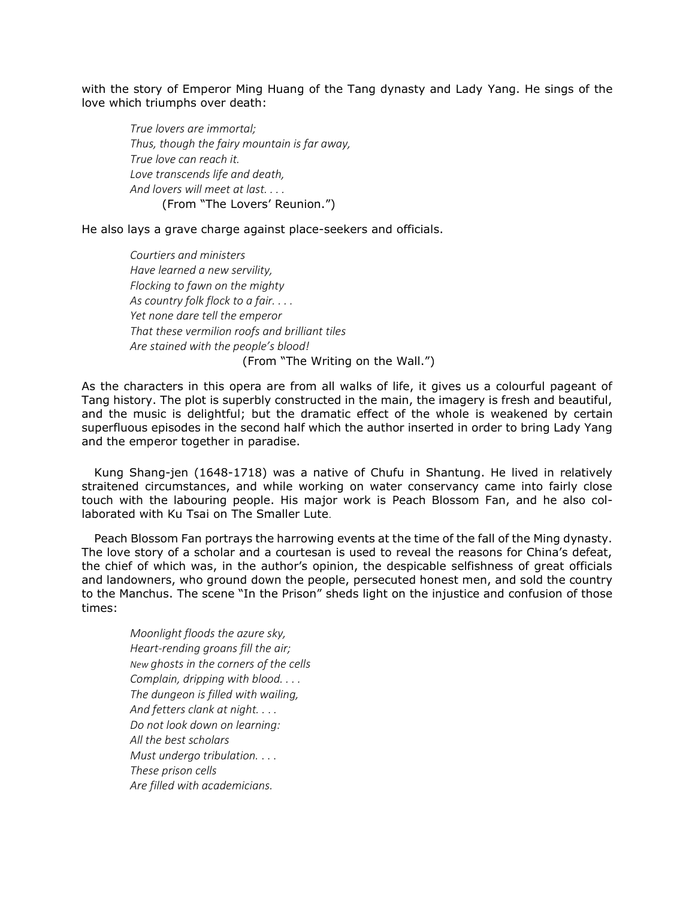with the story of Emperor Ming Huang of the Tang dynasty and Lady Yang. He sings of the love which triumphs over death:

> *True lovers are immortal;*
> *Thus, though the fairy mountain is far away,*
> *True love can reach it.*
> *Love transcends life and death,*
> *And lovers will meet at last. . . .*
> (From "The Lovers' Reunion.")

He also lays a grave charge against place-seekers and officials.

> *Courtiers and ministers*
> *Have learned a new servility,*
> *Flocking to fawn on the mighty*
> *As country folk flock to a fair. . . .*
> *Yet none dare tell the emperor*
> *That these vermilion roofs and brilliant tiles*
> *Are stained with the people's blood!*
> (From "The Writing on the Wall.")

As the characters in this opera are from all walks of life, it gives us a colourful pageant of Tang history. The plot is superbly constructed in the main, the imagery is fresh and beautiful, and the music is delightful; but the dramatic effect of the whole is weakened by certain superfluous episodes in the second half which the author inserted in order to bring Lady Yang and the emperor together in paradise.

Kung Shang-jen (1648-1718) was a native of Chufu in Shantung. He lived in relatively straitened circumstances, and while working on water conservancy came into fairly close touch with the labouring people. His major work is Peach Blossom Fan, and he also collaborated with Ku Tsai on The Smaller Lute.

Peach Blossom Fan portrays the harrowing events at the time of the fall of the Ming dynasty. The love story of a scholar and a courtesan is used to reveal the reasons for China's defeat, the chief of which was, in the author's opinion, the despicable selfishness of great officials and landowners, who ground down the people, persecuted honest men, and sold the country to the Manchus. The scene "In the Prison" sheds light on the injustice and confusion of those times:

> *Moonlight floods the azure sky,*
> *Heart-rending groans fill the air;*
> *New ghosts in the corners of the cells*
> *Complain, dripping with blood. . . .*
> *The dungeon is filled with wailing,*
> *And fetters clank at night. . . .*
> *Do not look down on learning:*
> *All the best scholars*
> *Must undergo tribulation. . . .*
> *These prison cells*
> *Are filled with academicians.*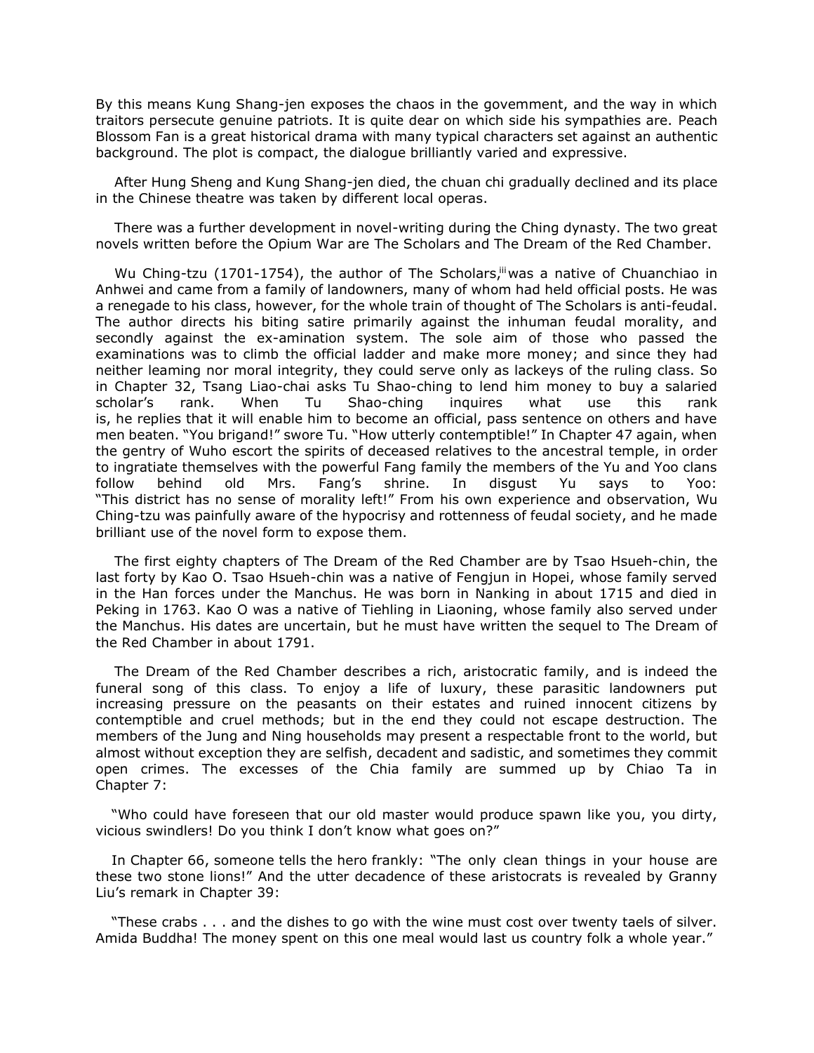By this means Kung Shang-jen exposes the chaos in the government, and the way in which traitors persecute genuine patriots. It is quite dear on which side his sympathies are. Peach Blossom Fan is a great historical drama with many typical characters set against an authentic background. The plot is compact, the dialogue brilliantly varied and expressive.

After Hung Sheng and Kung Shang-jen died, the chuan chi gradually declined and its place in the Chinese theatre was taken by different local operas.

There was a further development in novel-writing during the Ching dynasty. The two great novels written before the Opium War are The Scholars and The Dream of the Red Chamber.

Wu Ching-tzu (1701-1754), the author of The Scholars,[iii] was a native of Chuanchiao in Anhwei and came from a family of landowners, many of whom had held official posts. He was a renegade to his class, however, for the whole train of thought of The Scholars is anti-feudal. The author directs his biting satire primarily against the inhuman feudal morality, and secondly against the ex-amination system. The sole aim of those who passed the examinations was to climb the official ladder and make more money; and since they had neither leaming nor moral integrity, they could serve only as lackeys of the ruling class. So in Chapter 32, Tsang Liao-chai asks Tu Shao-ching to lend him money to buy a salaried scholar's rank. When Tu Shao-ching inquires what use this rank is, he replies that it will enable him to become an official, pass sentence on others and have men beaten. "You brigand!" swore Tu. "How utterly contemptible!" In Chapter 47 again, when the gentry of Wuho escort the spirits of deceased relatives to the ancestral temple, in order to ingratiate themselves with the powerful Fang family the members of the Yu and Yoo clans follow behind old Mrs. Fang's shrine. In disgust Yu says to Yoo: "This district has no sense of morality left!" From his own experience and observation, Wu Ching-tzu was painfully aware of the hypocrisy and rottenness of feudal society, and he made brilliant use of the novel form to expose them.

The first eighty chapters of The Dream of the Red Chamber are by Tsao Hsueh-chin, the last forty by Kao O. Tsao Hsueh-chin was a native of Fengjun in Hopei, whose family served in the Han forces under the Manchus. He was born in Nanking in about 1715 and died in Peking in 1763. Kao O was a native of Tiehling in Liaoning, whose family also served under the Manchus. His dates are uncertain, but he must have written the sequel to The Dream of the Red Chamber in about 1791.

The Dream of the Red Chamber describes a rich, aristocratic family, and is indeed the funeral song of this class. To enjoy a life of luxury, these parasitic landowners put increasing pressure on the peasants on their estates and ruined innocent citizens by contemptible and cruel methods; but in the end they could not escape destruction. The members of the Jung and Ning households may present a respectable front to the world, but almost without exception they are selfish, decadent and sadistic, and sometimes they commit open crimes. The excesses of the Chia family are summed up by Chiao Ta in Chapter 7:

"Who could have foreseen that our old master would produce spawn like you, you dirty, vicious swindlers! Do you think I don't know what goes on?"

In Chapter 66, someone tells the hero frankly: "The only clean things in your house are these two stone lions!" And the utter decadence of these aristocrats is revealed by Granny Liu's remark in Chapter 39:

"These crabs . . . and the dishes to go with the wine must cost over twenty taels of silver. Amida Buddha! The money spent on this one meal would last us country folk a whole year."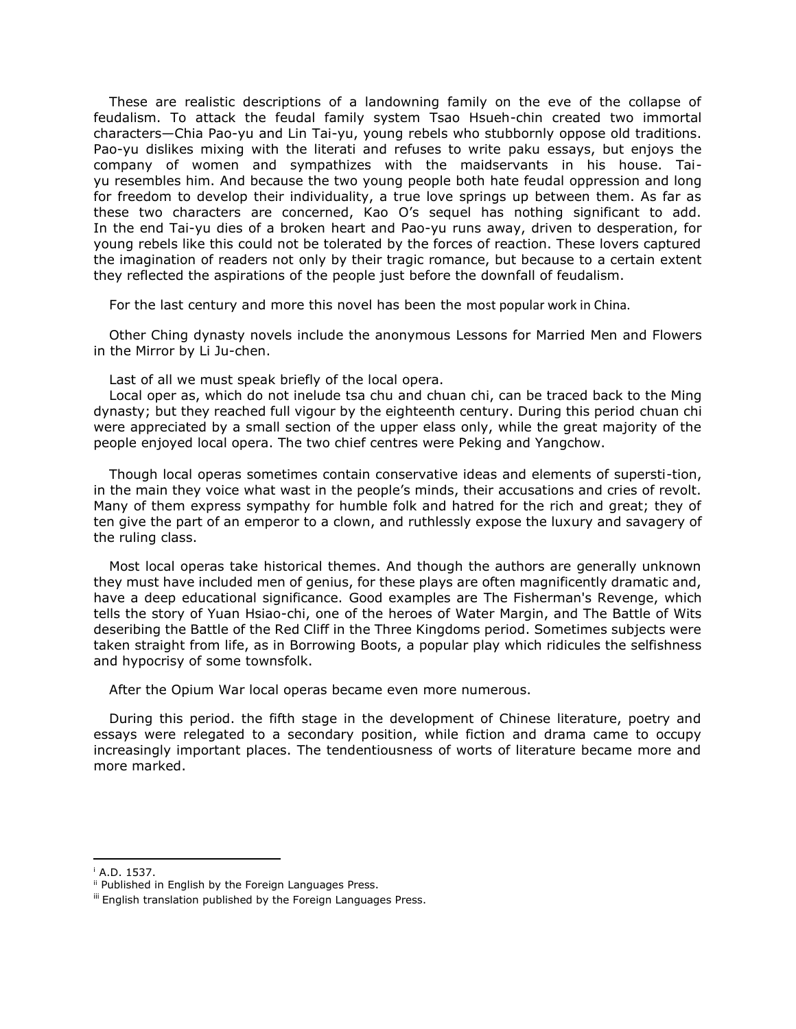These are realistic descriptions of a landowning family on the eve of the collapse of feudalism. To attack the feudal family system Tsao Hsueh-chin created two immortal characters—Chia Pao-yu and Lin Tai-yu, young rebels who stubbornly oppose old traditions. Pao-yu dislikes mixing with the literati and refuses to write paku essays, but enjoys the company of women and sympathizes with the maidservants in his house. Tai-yu resembles him. And because the two young people both hate feudal oppression and long for freedom to develop their individuality, a true love springs up between them. As far as these two characters are concerned, Kao O's sequel has nothing significant to add. In the end Tai-yu dies of a broken heart and Pao-yu runs away, driven to desperation, for young rebels like this could not be tolerated by the forces of reaction. These lovers captured the imagination of readers not only by their tragic romance, but because to a certain extent they reflected the aspirations of the people just before the downfall of feudalism.

For the last century and more this novel has been the most popular work in China.

Other Ching dynasty novels include the anonymous Lessons for Married Men and Flowers in the Mirror by Li Ju-chen.

Last of all we must speak briefly of the local opera.

Local oper as, which do not inelude tsa chu and chuan chi, can be traced back to the Ming dynasty; but they reached full vigour by the eighteenth century. During this period chuan chi were appreciated by a small section of the upper elass only, while the great majority of the people enjoyed local opera. The two chief centres were Peking and Yangchow.

Though local operas sometimes contain conservative ideas and elements of supersti-tion, in the main they voice what wast in the people's minds, their accusations and cries of revolt. Many of them express sympathy for humble folk and hatred for the rich and great; they of ten give the part of an emperor to a clown, and ruthlessly expose the luxury and savagery of the ruling class.

Most local operas take historical themes. And though the authors are generally unknown they must have included men of genius, for these plays are often magnificently dramatic and, have a deep educational significance. Good examples are The Fisherman's Revenge, which tells the story of Yuan Hsiao-chi, one of the heroes of Water Margin, and The Battle of Wits deseribing the Battle of the Red Cliff in the Three Kingdoms period. Sometimes subjects were taken straight from life, as in Borrowing Boots, a popular play which ridicules the selfishness and hypocrisy of some townsfolk.

After the Opium War local operas became even more numerous.

During this period. the fifth stage in the development of Chinese literature, poetry and essays were relegated to a secondary position, while fiction and drama came to occupy increasingly important places. The tendentiousness of worts of literature became more and more marked.

---

[i] A.D. 1537.

[ii] Published in English by the Foreign Languages Press.

[iii] English translation published by the Foreign Languages Press.